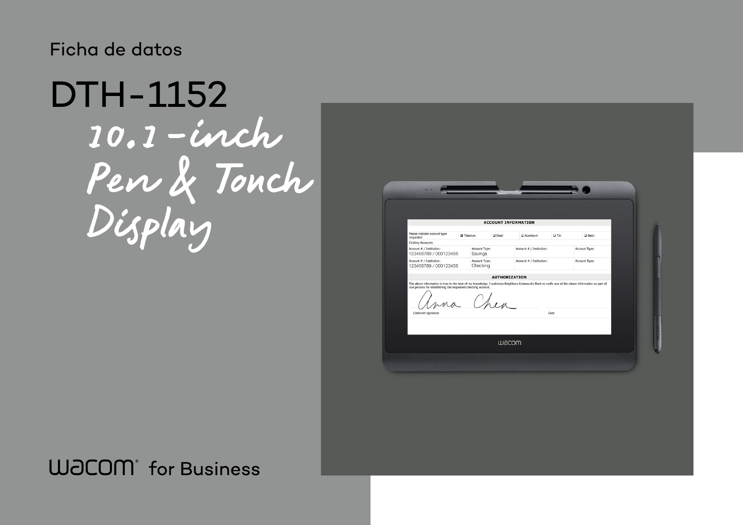Ficha de datos

# DTH-1152

## 10.1-inch Pen & Touch Display

wacom for Business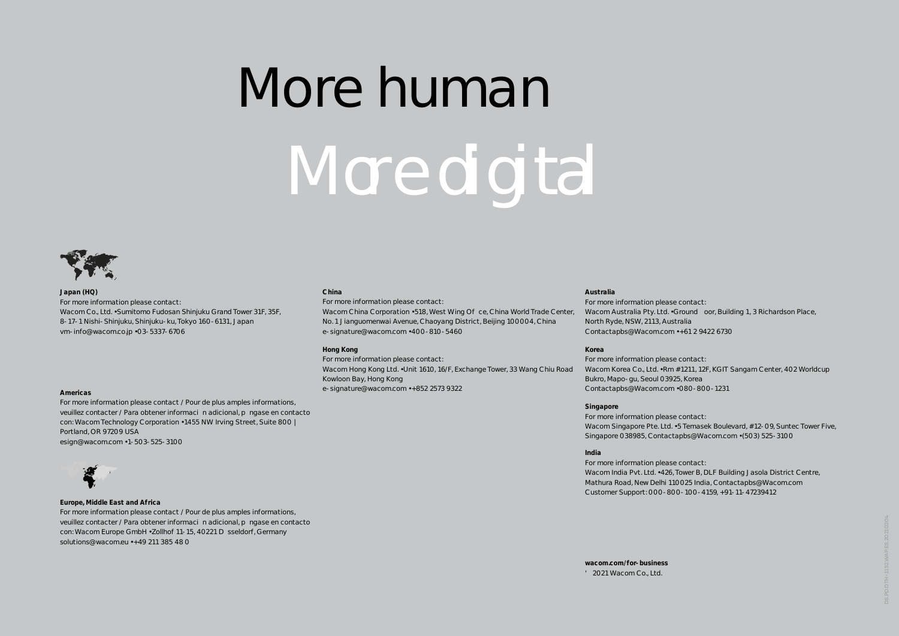# More human

# More digital

**Japan (HQ)**
For more information please contact:
Wacom Co., Ltd. • Sumitomo Fudosan Shinjuku Grand Tower 31F, 35F,
8-17-1 Nishi-Shinjuku, Shinjuku-ku, Tokyo 160-6131, Japan
vm-info@wacom.co.jp • 03-5337-6706

**Americas**
For more information please contact / Pour de plus amples informations, veuillez contacter / Para obtener informaci n adicional, p ngase en contacto con: Wacom Technology Corporation • 1455 NW Irving Street, Suite 800 | Portland, OR 97209 USA
esign@wacom.com • 1-503-525-3100

**Europe, Middle East and Africa**
For more information please contact / Pour de plus amples informations, veuillez contacter / Para obtener informaci n adicional, p ngase en contacto con: Wacom Europe GmbH • Zollhof 11-15, 40221 D sseldorf, Germany
solutions@wacom.eu • +49 211 385 48 0

**China**
For more information please contact:
Wacom China Corporation • 518, West Wing Of ce, China World Trade Center, No. 1 Jianguomenwai Avenue, Chaoyang District, Beijing 100004, China
e-signature@wacom.com • 400-810-5460

**Hong Kong**
For more information please contact:
Wacom Hong Kong Ltd. • Unit 1610, 16/F, Exchange Tower, 33 Wang Chiu Road Kowloon Bay, Hong Kong
e-signature@wacom.com • +852 2573 9322

**Australia**
For more information please contact:
Wacom Australia Pty. Ltd. • Ground oor, Building 1, 3 Richardson Place, North Ryde, NSW, 2113, Australia
Contactapbs@Wacom.com • +61 2 9422 6730

**Korea**
For more information please contact:
Wacom Korea Co., Ltd. • Rm #1211, 12F, KGIT Sangam Center, 402 Worldcup Bukro, Mapo-gu, Seoul 03925, Korea
Contactapbs@Wacom.com • 080-800-1231

**Singapore**
For more information please contact:
Wacom Singapore Pte. Ltd. • 5 Temasek Boulevard, #12-09, Suntec Tower Five, Singapore 038985, Contactapbs@Wacom.com • (503) 525-3100

**India**
For more information please contact:
Wacom India Pvt. Ltd. • 426, Tower B, DLF Building Jasola District Centre, Mathura Road, New Delhi 110025 India, Contactapbs@Wacom.com
Customer Support: 000-800-100-4159, +91-11-47239412

**wacom.com/for-business**
' 2021 Wacom Co., Ltd.

DS.PD.DTH-1152.WAP.ES.20210204